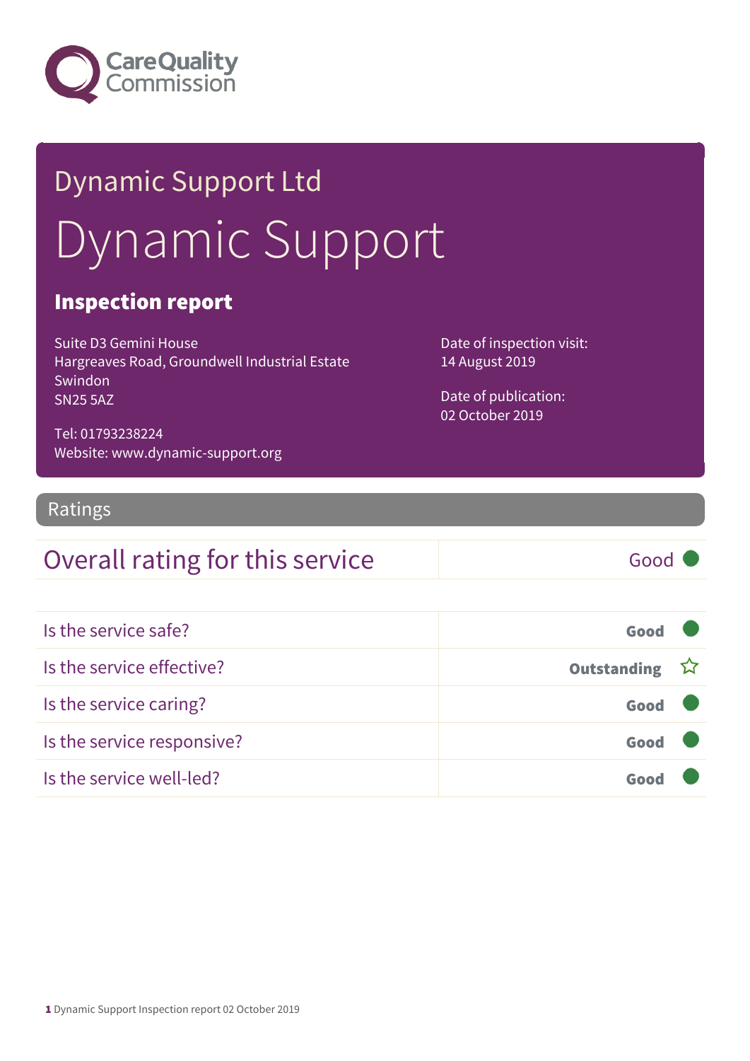Care Quality Commission

# Dynamic Support Ltd

# Dynamic Support

## Inspection report

Suite D3 Gemini House
Hargreaves Road, Groundwell Industrial Estate
Swindon
SN25 5AZ

Tel: 01793238224
Website: www.dynamic-support.org

Date of inspection visit:
14 August 2019

Date of publication:
02 October 2019

## Ratings

| Overall rating for this service | Good |
|---|---|

| | |
|---|---|
| Is the service safe? | Good |
| Is the service effective? | Outstanding ☆ |
| Is the service caring? | Good |
| Is the service responsive? | Good |
| Is the service well-led? | Good |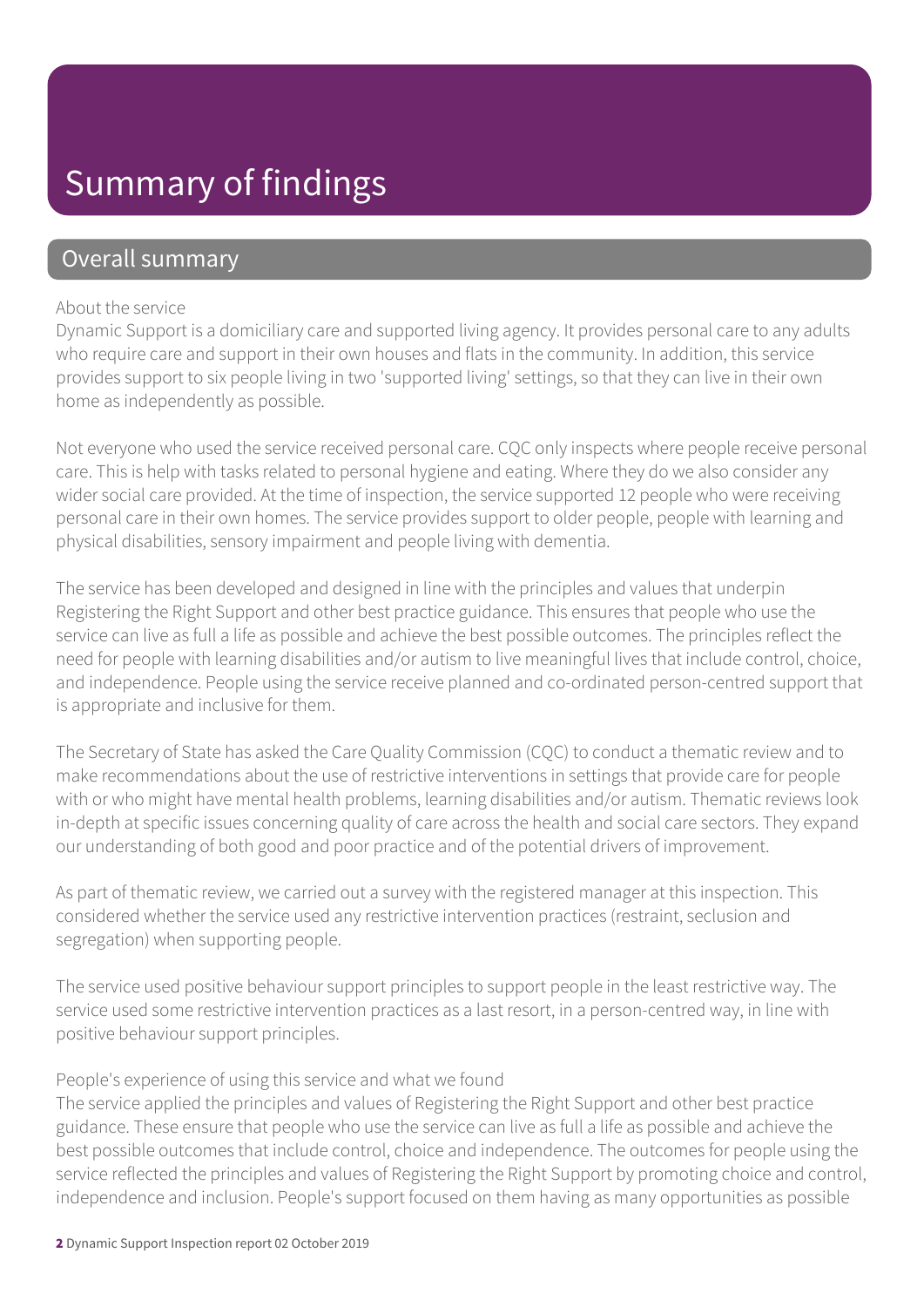# Summary of findings

## Overall summary

About the service

Dynamic Support is a domiciliary care and supported living agency. It provides personal care to any adults who require care and support in their own houses and flats in the community. In addition, this service provides support to six people living in two 'supported living' settings, so that they can live in their own home as independently as possible.

Not everyone who used the service received personal care. CQC only inspects where people receive personal care. This is help with tasks related to personal hygiene and eating. Where they do we also consider any wider social care provided. At the time of inspection, the service supported 12 people who were receiving personal care in their own homes. The service provides support to older people, people with learning and physical disabilities, sensory impairment and people living with dementia.

The service has been developed and designed in line with the principles and values that underpin Registering the Right Support and other best practice guidance. This ensures that people who use the service can live as full a life as possible and achieve the best possible outcomes. The principles reflect the need for people with learning disabilities and/or autism to live meaningful lives that include control, choice, and independence. People using the service receive planned and co-ordinated person-centred support that is appropriate and inclusive for them.

The Secretary of State has asked the Care Quality Commission (CQC) to conduct a thematic review and to make recommendations about the use of restrictive interventions in settings that provide care for people with or who might have mental health problems, learning disabilities and/or autism. Thematic reviews look in-depth at specific issues concerning quality of care across the health and social care sectors. They expand our understanding of both good and poor practice and of the potential drivers of improvement.

As part of thematic review, we carried out a survey with the registered manager at this inspection. This considered whether the service used any restrictive intervention practices (restraint, seclusion and segregation) when supporting people.

The service used positive behaviour support principles to support people in the least restrictive way. The service used some restrictive intervention practices as a last resort, in a person-centred way, in line with positive behaviour support principles.

People's experience of using this service and what we found

The service applied the principles and values of Registering the Right Support and other best practice guidance. These ensure that people who use the service can live as full a life as possible and achieve the best possible outcomes that include control, choice and independence. The outcomes for people using the service reflected the principles and values of Registering the Right Support by promoting choice and control, independence and inclusion. People's support focused on them having as many opportunities as possible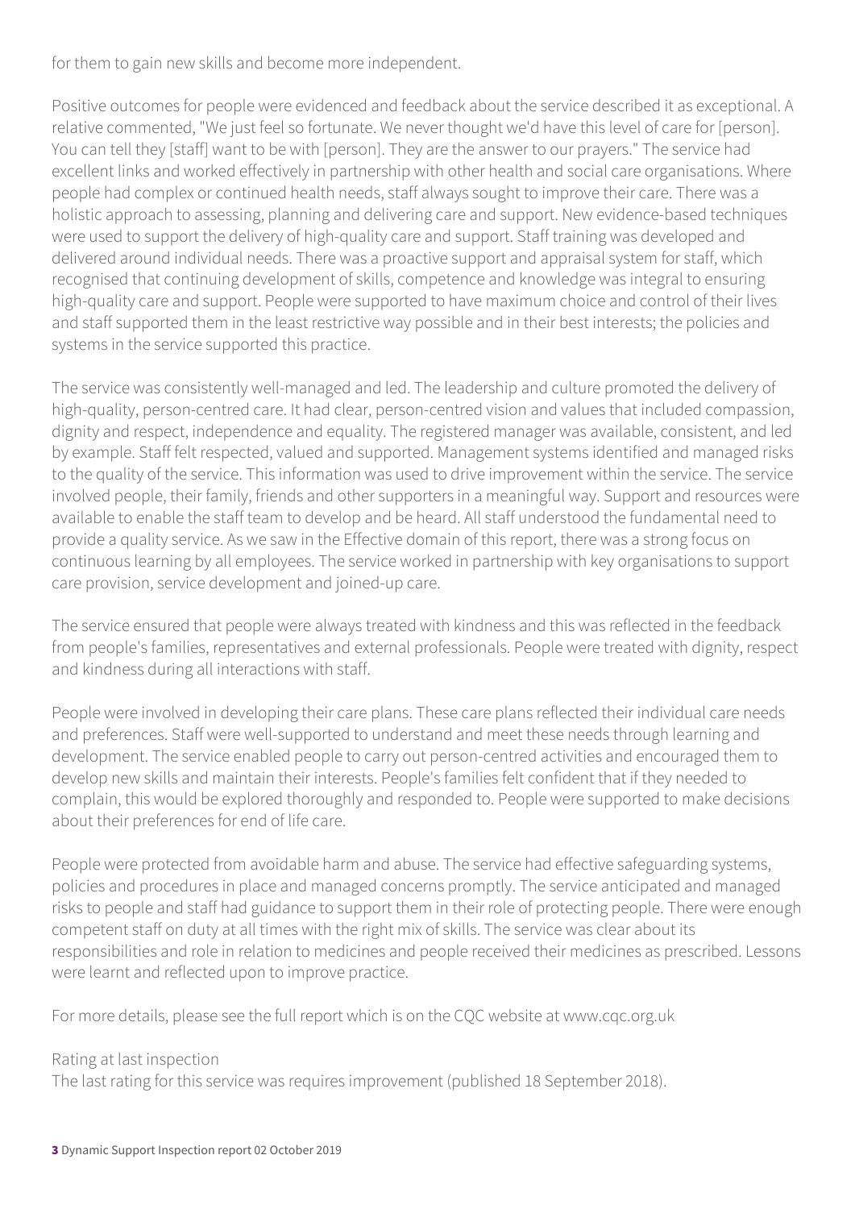for them to gain new skills and become more independent.

Positive outcomes for people were evidenced and feedback about the service described it as exceptional. A relative commented, "We just feel so fortunate. We never thought we'd have this level of care for [person]. You can tell they [staff] want to be with [person]. They are the answer to our prayers." The service had excellent links and worked effectively in partnership with other health and social care organisations. Where people had complex or continued health needs, staff always sought to improve their care. There was a holistic approach to assessing, planning and delivering care and support. New evidence-based techniques were used to support the delivery of high-quality care and support. Staff training was developed and delivered around individual needs. There was a proactive support and appraisal system for staff, which recognised that continuing development of skills, competence and knowledge was integral to ensuring high-quality care and support. People were supported to have maximum choice and control of their lives and staff supported them in the least restrictive way possible and in their best interests; the policies and systems in the service supported this practice.

The service was consistently well-managed and led. The leadership and culture promoted the delivery of high-quality, person-centred care. It had clear, person-centred vision and values that included compassion, dignity and respect, independence and equality. The registered manager was available, consistent, and led by example. Staff felt respected, valued and supported. Management systems identified and managed risks to the quality of the service. This information was used to drive improvement within the service. The service involved people, their family, friends and other supporters in a meaningful way. Support and resources were available to enable the staff team to develop and be heard. All staff understood the fundamental need to provide a quality service. As we saw in the Effective domain of this report, there was a strong focus on continuous learning by all employees. The service worked in partnership with key organisations to support care provision, service development and joined-up care.

The service ensured that people were always treated with kindness and this was reflected in the feedback from people's families, representatives and external professionals. People were treated with dignity, respect and kindness during all interactions with staff.

People were involved in developing their care plans. These care plans reflected their individual care needs and preferences. Staff were well-supported to understand and meet these needs through learning and development. The service enabled people to carry out person-centred activities and encouraged them to develop new skills and maintain their interests. People's families felt confident that if they needed to complain, this would be explored thoroughly and responded to. People were supported to make decisions about their preferences for end of life care.

People were protected from avoidable harm and abuse. The service had effective safeguarding systems, policies and procedures in place and managed concerns promptly. The service anticipated and managed risks to people and staff had guidance to support them in their role of protecting people. There were enough competent staff on duty at all times with the right mix of skills. The service was clear about its responsibilities and role in relation to medicines and people received their medicines as prescribed. Lessons were learnt and reflected upon to improve practice.

For more details, please see the full report which is on the CQC website at www.cqc.org.uk

Rating at last inspection
The last rating for this service was requires improvement (published 18 September 2018).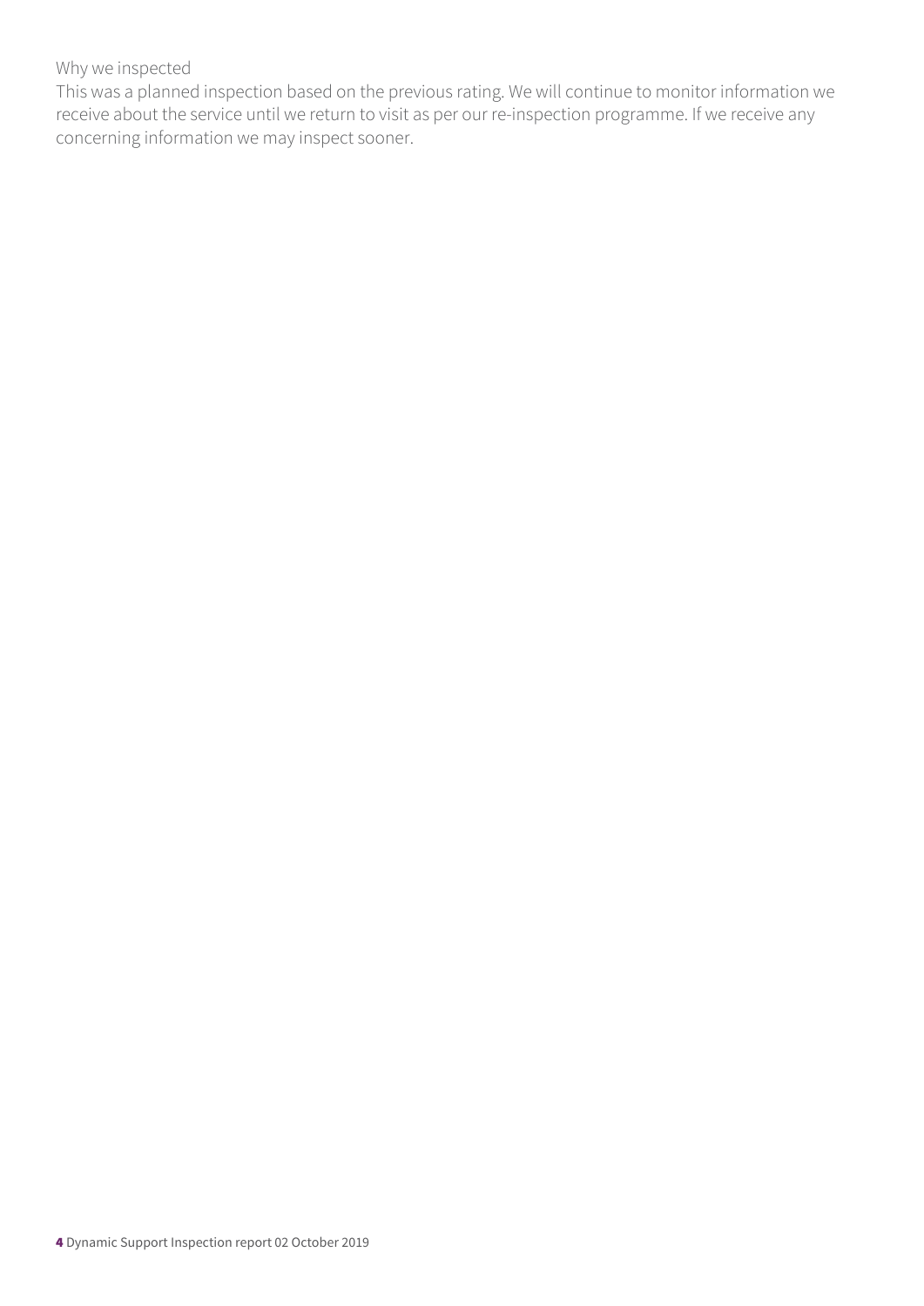Why we inspected

This was a planned inspection based on the previous rating. We will continue to monitor information we receive about the service until we return to visit as per our re-inspection programme. If we receive any concerning information we may inspect sooner.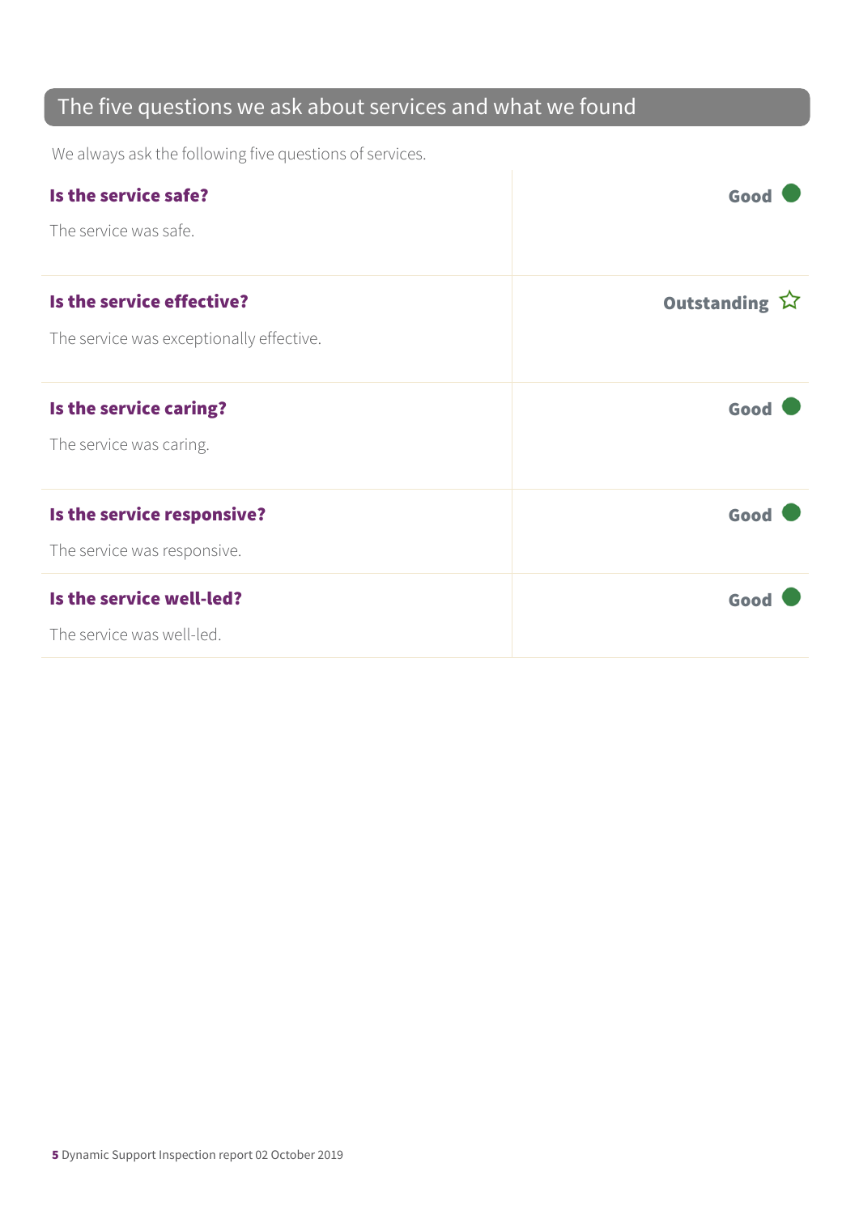## The five questions we ask about services and what we found

We always ask the following five questions of services.

| | |
|---|---|
| **Is the service safe?**<br>The service was safe. | **Good** |
| **Is the service effective?**<br>The service was exceptionally effective. | **Outstanding** ☆ |
| **Is the service caring?**<br>The service was caring. | **Good** |
| **Is the service responsive?**<br>The service was responsive. | **Good** |
| **Is the service well-led?**<br>The service was well-led. | **Good** |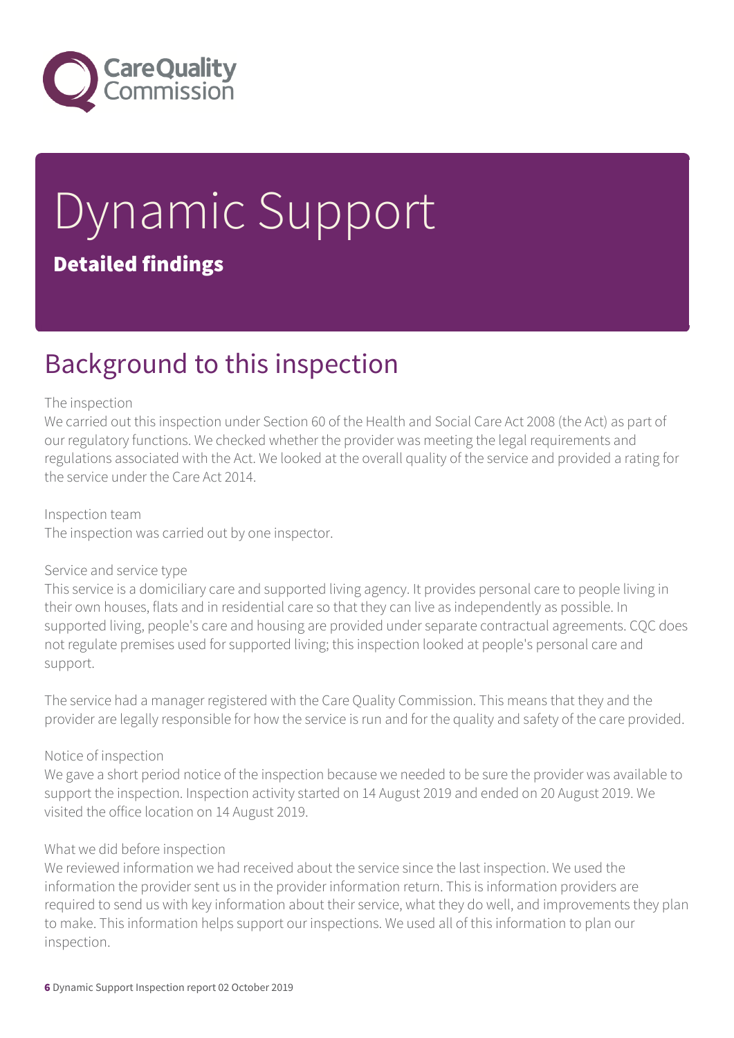# Dynamic Support

**Detailed findings**

## Background to this inspection

The inspection

We carried out this inspection under Section 60 of the Health and Social Care Act 2008 (the Act) as part of our regulatory functions. We checked whether the provider was meeting the legal requirements and regulations associated with the Act. We looked at the overall quality of the service and provided a rating for the service under the Care Act 2014.

Inspection team

The inspection was carried out by one inspector.

Service and service type

This service is a domiciliary care and supported living agency. It provides personal care to people living in their own houses, flats and in residential care so that they can live as independently as possible. In supported living, people's care and housing are provided under separate contractual agreements. CQC does not regulate premises used for supported living; this inspection looked at people's personal care and support.

The service had a manager registered with the Care Quality Commission. This means that they and the provider are legally responsible for how the service is run and for the quality and safety of the care provided.

Notice of inspection

We gave a short period notice of the inspection because we needed to be sure the provider was available to support the inspection. Inspection activity started on 14 August 2019 and ended on 20 August 2019. We visited the office location on 14 August 2019.

What we did before inspection

We reviewed information we had received about the service since the last inspection. We used the information the provider sent us in the provider information return. This is information providers are required to send us with key information about their service, what they do well, and improvements they plan to make. This information helps support our inspections. We used all of this information to plan our inspection.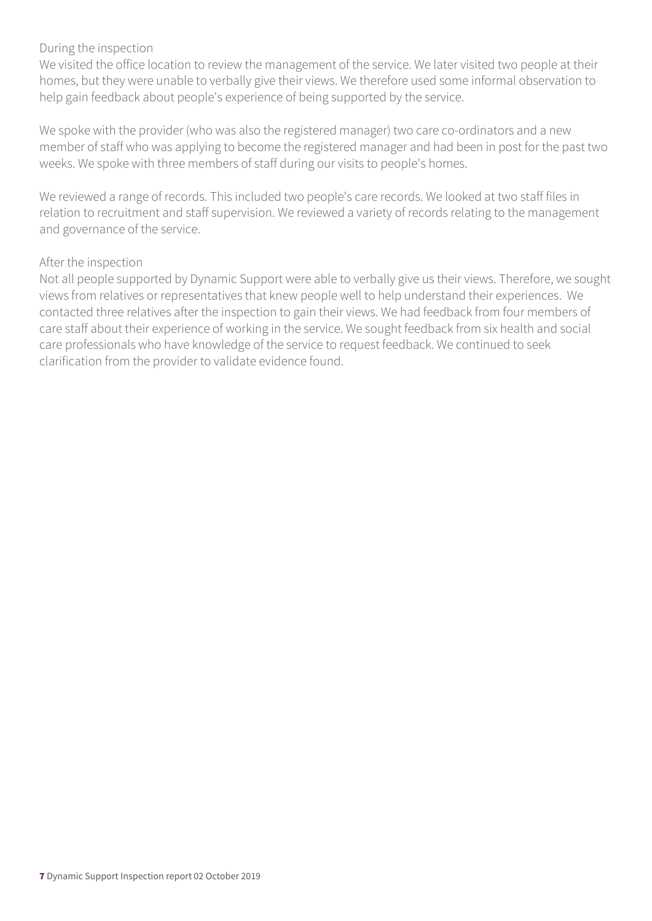During the inspection

We visited the office location to review the management of the service. We later visited two people at their homes, but they were unable to verbally give their views. We therefore used some informal observation to help gain feedback about people's experience of being supported by the service.

We spoke with the provider (who was also the registered manager) two care co-ordinators and a new member of staff who was applying to become the registered manager and had been in post for the past two weeks. We spoke with three members of staff during our visits to people's homes.

We reviewed a range of records. This included two people's care records. We looked at two staff files in relation to recruitment and staff supervision. We reviewed a variety of records relating to the management and governance of the service.

After the inspection

Not all people supported by Dynamic Support were able to verbally give us their views. Therefore, we sought views from relatives or representatives that knew people well to help understand their experiences. We contacted three relatives after the inspection to gain their views. We had feedback from four members of care staff about their experience of working in the service. We sought feedback from six health and social care professionals who have knowledge of the service to request feedback. We continued to seek clarification from the provider to validate evidence found.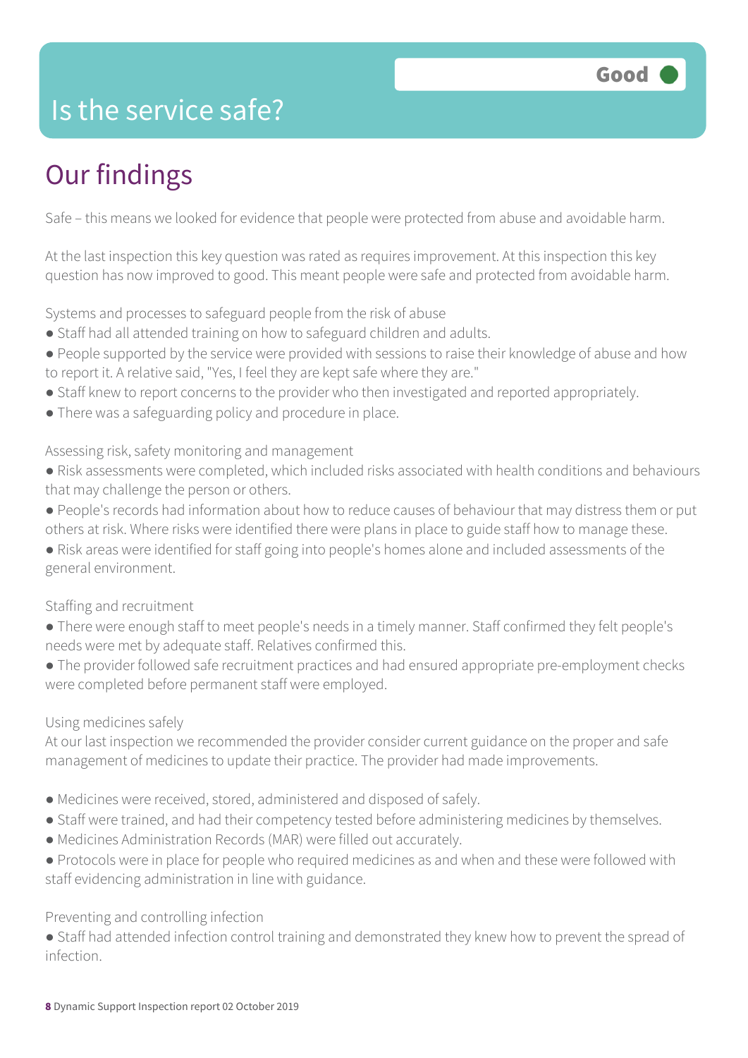## Is the service safe?

**Good**

# Our findings

Safe – this means we looked for evidence that people were protected from abuse and avoidable harm.

At the last inspection this key question was rated as requires improvement. At this inspection this key question has now improved to good. This meant people were safe and protected from avoidable harm.

Systems and processes to safeguard people from the risk of abuse

- Staff had all attended training on how to safeguard children and adults.
- People supported by the service were provided with sessions to raise their knowledge of abuse and how to report it. A relative said, "Yes, I feel they are kept safe where they are."
- Staff knew to report concerns to the provider who then investigated and reported appropriately.
- There was a safeguarding policy and procedure in place.

Assessing risk, safety monitoring and management

- Risk assessments were completed, which included risks associated with health conditions and behaviours that may challenge the person or others.
- People's records had information about how to reduce causes of behaviour that may distress them or put others at risk. Where risks were identified there were plans in place to guide staff how to manage these.
- Risk areas were identified for staff going into people's homes alone and included assessments of the general environment.

Staffing and recruitment

- There were enough staff to meet people's needs in a timely manner. Staff confirmed they felt people's needs were met by adequate staff. Relatives confirmed this.
- The provider followed safe recruitment practices and had ensured appropriate pre-employment checks were completed before permanent staff were employed.

Using medicines safely

At our last inspection we recommended the provider consider current guidance on the proper and safe management of medicines to update their practice. The provider had made improvements.

- Medicines were received, stored, administered and disposed of safely.
- Staff were trained, and had their competency tested before administering medicines by themselves.
- Medicines Administration Records (MAR) were filled out accurately.
- Protocols were in place for people who required medicines as and when and these were followed with staff evidencing administration in line with guidance.

Preventing and controlling infection

- Staff had attended infection control training and demonstrated they knew how to prevent the spread of infection.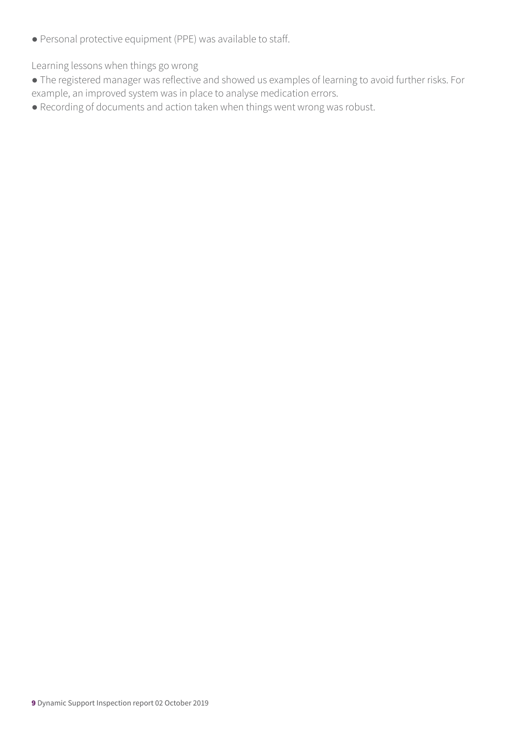- Personal protective equipment (PPE) was available to staff.

Learning lessons when things go wrong

- The registered manager was reflective and showed us examples of learning to avoid further risks. For example, an improved system was in place to analyse medication errors.
- Recording of documents and action taken when things went wrong was robust.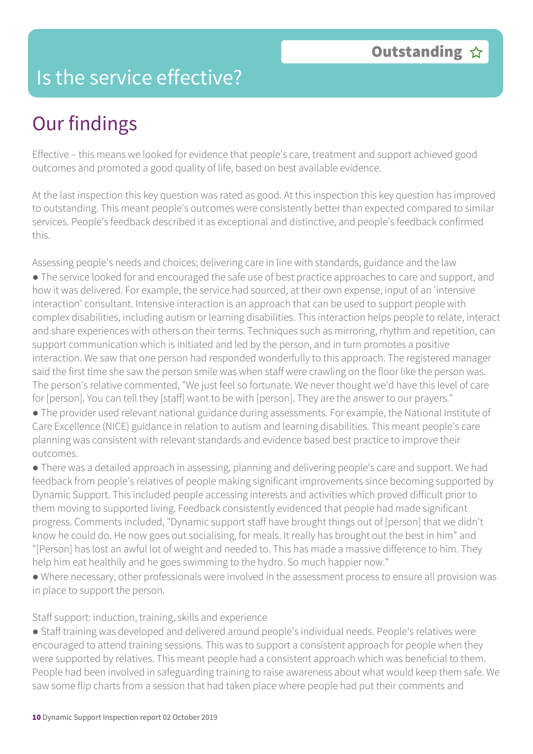# Is the service effective?

**Outstanding** ☆

## Our findings

Effective – this means we looked for evidence that people's care, treatment and support achieved good outcomes and promoted a good quality of life, based on best available evidence.

At the last inspection this key question was rated as good. At this inspection this key question has improved to outstanding. This meant people's outcomes were consistently better than expected compared to similar services. People's feedback described it as exceptional and distinctive, and people's feedback confirmed this.

Assessing people's needs and choices; delivering care in line with standards, guidance and the law

- The service looked for and encouraged the safe use of best practice approaches to care and support, and how it was delivered. For example, the service had sourced, at their own expense, input of an 'intensive interaction' consultant. Intensive interaction is an approach that can be used to support people with complex disabilities, including autism or learning disabilities. This interaction helps people to relate, interact and share experiences with others on their terms. Techniques such as mirroring, rhythm and repetition, can support communication which is initiated and led by the person, and in turn promotes a positive interaction. We saw that one person had responded wonderfully to this approach. The registered manager said the first time she saw the person smile was when staff were crawling on the floor like the person was. The person's relative commented, "We just feel so fortunate. We never thought we'd have this level of care for [person]. You can tell they [staff] want to be with [person]. They are the answer to our prayers."
- The provider used relevant national guidance during assessments. For example, the National Institute of Care Excellence (NICE) guidance in relation to autism and learning disabilities. This meant people's care planning was consistent with relevant standards and evidence based best practice to improve their outcomes.
- There was a detailed approach in assessing, planning and delivering people's care and support. We had feedback from people's relatives of people making significant improvements since becoming supported by Dynamic Support. This included people accessing interests and activities which proved difficult prior to them moving to supported living. Feedback consistently evidenced that people had made significant progress. Comments included, "Dynamic support staff have brought things out of [person] that we didn't know he could do. He now goes out socialising, for meals. It really has brought out the best in him" and "[Person] has lost an awful lot of weight and needed to. This has made a massive difference to him. They help him eat healthily and he goes swimming to the hydro. So much happier now."
- Where necessary, other professionals were involved in the assessment process to ensure all provision was in place to support the person.

Staff support: induction, training, skills and experience

- Staff training was developed and delivered around people's individual needs. People's relatives were encouraged to attend training sessions. This was to support a consistent approach for people when they were supported by relatives. This meant people had a consistent approach which was beneficial to them. People had been involved in safeguarding training to raise awareness about what would keep them safe. We saw some flip charts from a session that had taken place where people had put their comments and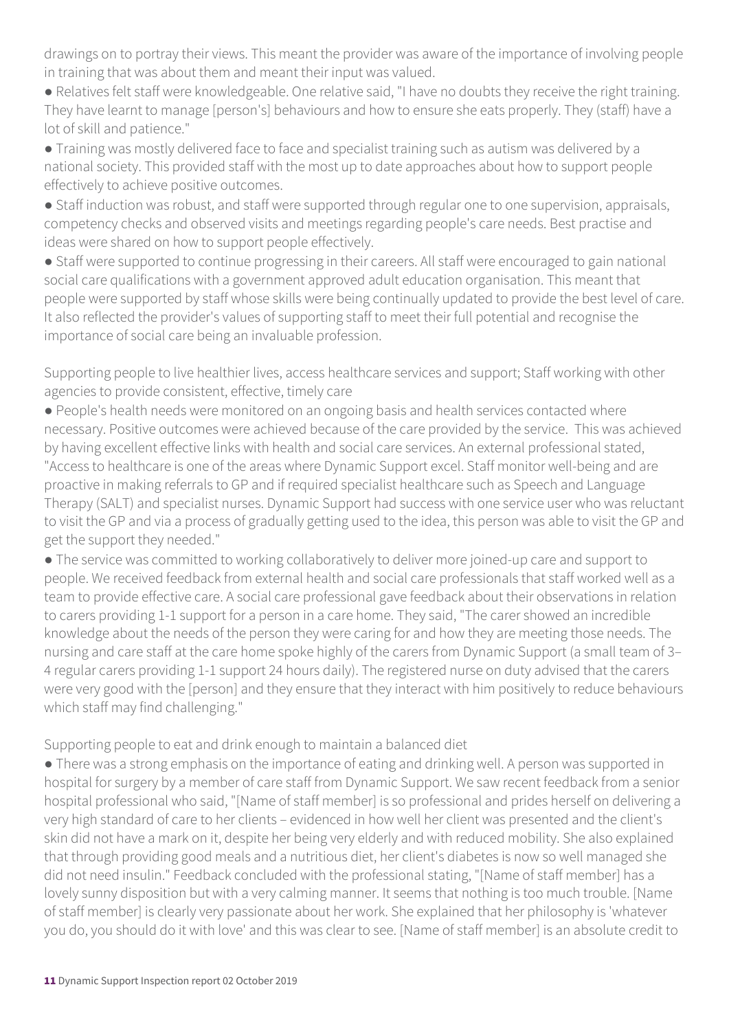drawings on to portray their views. This meant the provider was aware of the importance of involving people in training that was about them and meant their input was valued.

- Relatives felt staff were knowledgeable. One relative said, "I have no doubts they receive the right training. They have learnt to manage [person's] behaviours and how to ensure she eats properly. They (staff) have a lot of skill and patience."
- Training was mostly delivered face to face and specialist training such as autism was delivered by a national society. This provided staff with the most up to date approaches about how to support people effectively to achieve positive outcomes.
- Staff induction was robust, and staff were supported through regular one to one supervision, appraisals, competency checks and observed visits and meetings regarding people's care needs. Best practise and ideas were shared on how to support people effectively.
- Staff were supported to continue progressing in their careers. All staff were encouraged to gain national social care qualifications with a government approved adult education organisation. This meant that people were supported by staff whose skills were being continually updated to provide the best level of care. It also reflected the provider's values of supporting staff to meet their full potential and recognise the importance of social care being an invaluable profession.

Supporting people to live healthier lives, access healthcare services and support; Staff working with other agencies to provide consistent, effective, timely care

- People's health needs were monitored on an ongoing basis and health services contacted where necessary. Positive outcomes were achieved because of the care provided by the service. This was achieved by having excellent effective links with health and social care services. An external professional stated, "Access to healthcare is one of the areas where Dynamic Support excel. Staff monitor well-being and are proactive in making referrals to GP and if required specialist healthcare such as Speech and Language Therapy (SALT) and specialist nurses. Dynamic Support had success with one service user who was reluctant to visit the GP and via a process of gradually getting used to the idea, this person was able to visit the GP and get the support they needed."
- The service was committed to working collaboratively to deliver more joined-up care and support to people. We received feedback from external health and social care professionals that staff worked well as a team to provide effective care. A social care professional gave feedback about their observations in relation to carers providing 1-1 support for a person in a care home. They said, "The carer showed an incredible knowledge about the needs of the person they were caring for and how they are meeting those needs. The nursing and care staff at the care home spoke highly of the carers from Dynamic Support (a small team of 3–4 regular carers providing 1-1 support 24 hours daily). The registered nurse on duty advised that the carers were very good with the [person] and they ensure that they interact with him positively to reduce behaviours which staff may find challenging."

Supporting people to eat and drink enough to maintain a balanced diet

- There was a strong emphasis on the importance of eating and drinking well. A person was supported in hospital for surgery by a member of care staff from Dynamic Support. We saw recent feedback from a senior hospital professional who said, "[Name of staff member] is so professional and prides herself on delivering a very high standard of care to her clients – evidenced in how well her client was presented and the client's skin did not have a mark on it, despite her being very elderly and with reduced mobility. She also explained that through providing good meals and a nutritious diet, her client's diabetes is now so well managed she did not need insulin." Feedback concluded with the professional stating, "[Name of staff member] has a lovely sunny disposition but with a very calming manner. It seems that nothing is too much trouble. [Name of staff member] is clearly very passionate about her work. She explained that her philosophy is 'whatever you do, you should do it with love' and this was clear to see. [Name of staff member] is an absolute credit to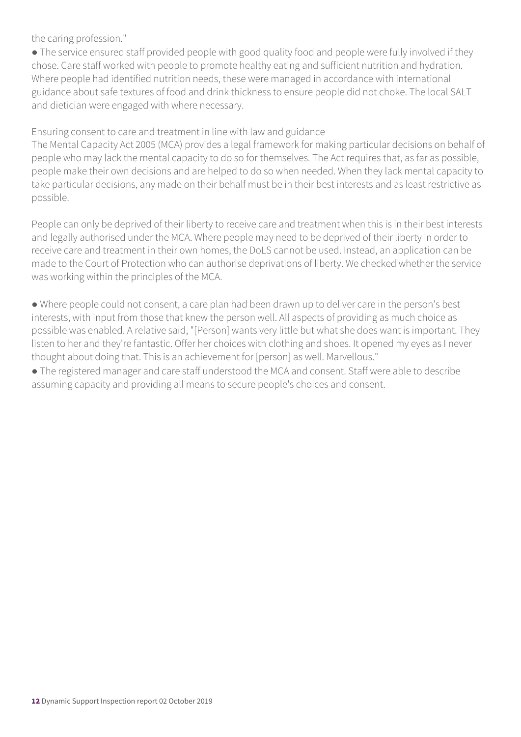the caring profession."

● The service ensured staff provided people with good quality food and people were fully involved if they chose. Care staff worked with people to promote healthy eating and sufficient nutrition and hydration. Where people had identified nutrition needs, these were managed in accordance with international guidance about safe textures of food and drink thickness to ensure people did not choke. The local SALT and dietician were engaged with where necessary.

Ensuring consent to care and treatment in line with law and guidance

The Mental Capacity Act 2005 (MCA) provides a legal framework for making particular decisions on behalf of people who may lack the mental capacity to do so for themselves. The Act requires that, as far as possible, people make their own decisions and are helped to do so when needed. When they lack mental capacity to take particular decisions, any made on their behalf must be in their best interests and as least restrictive as possible.

People can only be deprived of their liberty to receive care and treatment when this is in their best interests and legally authorised under the MCA. Where people may need to be deprived of their liberty in order to receive care and treatment in their own homes, the DoLS cannot be used. Instead, an application can be made to the Court of Protection who can authorise deprivations of liberty. We checked whether the service was working within the principles of the MCA.

● Where people could not consent, a care plan had been drawn up to deliver care in the person's best interests, with input from those that knew the person well. All aspects of providing as much choice as possible was enabled. A relative said, "[Person] wants very little but what she does want is important. They listen to her and they're fantastic. Offer her choices with clothing and shoes. It opened my eyes as I never thought about doing that. This is an achievement for [person] as well. Marvellous."

● The registered manager and care staff understood the MCA and consent. Staff were able to describe assuming capacity and providing all means to secure people's choices and consent.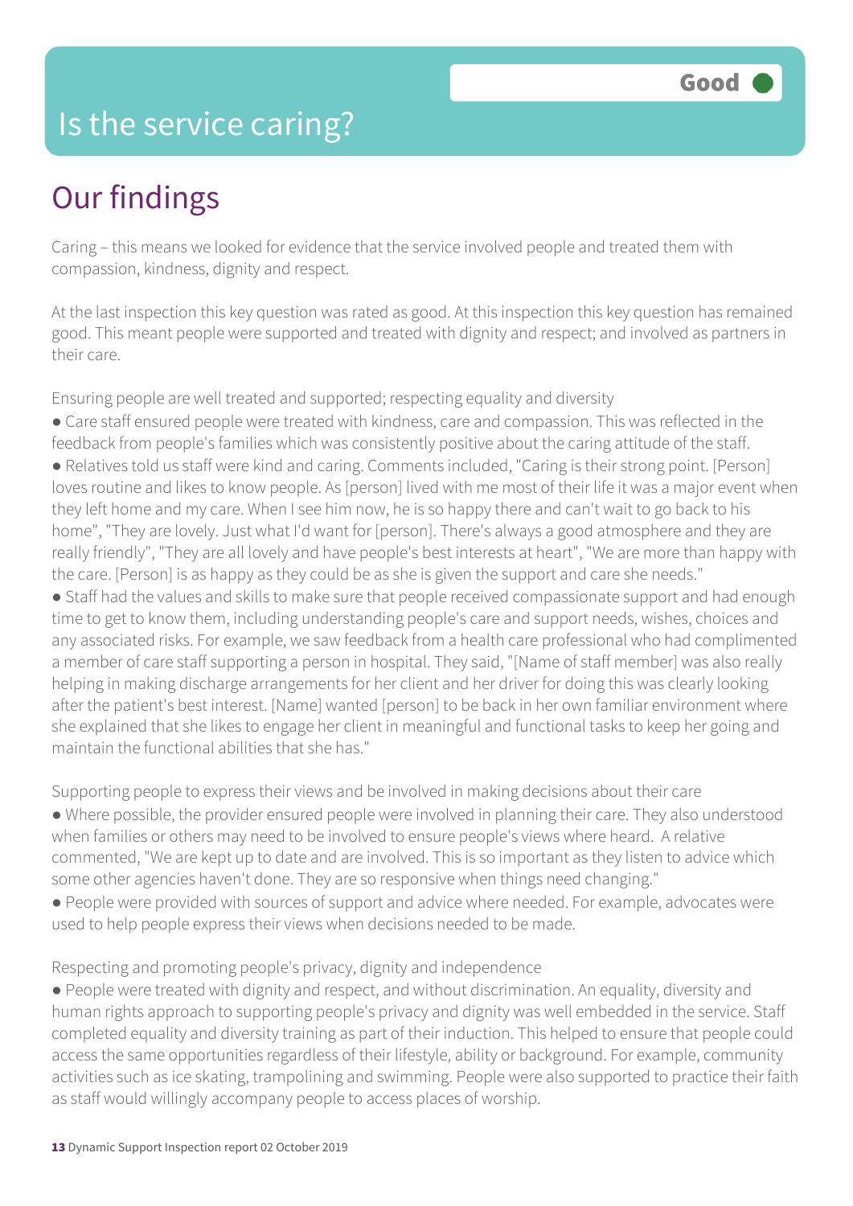# Is the service caring?

**Good**

## Our findings

Caring – this means we looked for evidence that the service involved people and treated them with compassion, kindness, dignity and respect.

At the last inspection this key question was rated as good. At this inspection this key question has remained good. This meant people were supported and treated with dignity and respect; and involved as partners in their care.

Ensuring people are well treated and supported; respecting equality and diversity

- Care staff ensured people were treated with kindness, care and compassion. This was reflected in the feedback from people's families which was consistently positive about the caring attitude of the staff.
- Relatives told us staff were kind and caring. Comments included, "Caring is their strong point. [Person] loves routine and likes to know people. As [person] lived with me most of their life it was a major event when they left home and my care. When I see him now, he is so happy there and can't wait to go back to his home", "They are lovely. Just what I'd want for [person]. There's always a good atmosphere and they are really friendly", "They are all lovely and have people's best interests at heart", "We are more than happy with the care. [Person] is as happy as they could be as she is given the support and care she needs."
- Staff had the values and skills to make sure that people received compassionate support and had enough time to get to know them, including understanding people's care and support needs, wishes, choices and any associated risks. For example, we saw feedback from a health care professional who had complimented a member of care staff supporting a person in hospital. They said, "[Name of staff member] was also really helping in making discharge arrangements for her client and her driver for doing this was clearly looking after the patient's best interest. [Name] wanted [person] to be back in her own familiar environment where she explained that she likes to engage her client in meaningful and functional tasks to keep her going and maintain the functional abilities that she has."

Supporting people to express their views and be involved in making decisions about their care

- Where possible, the provider ensured people were involved in planning their care. They also understood when families or others may need to be involved to ensure people's views where heard. A relative commented, "We are kept up to date and are involved. This is so important as they listen to advice which some other agencies haven't done. They are so responsive when things need changing."
- People were provided with sources of support and advice where needed. For example, advocates were used to help people express their views when decisions needed to be made.

Respecting and promoting people's privacy, dignity and independence

- People were treated with dignity and respect, and without discrimination. An equality, diversity and human rights approach to supporting people's privacy and dignity was well embedded in the service. Staff completed equality and diversity training as part of their induction. This helped to ensure that people could access the same opportunities regardless of their lifestyle, ability or background. For example, community activities such as ice skating, trampolining and swimming. People were also supported to practice their faith as staff would willingly accompany people to access places of worship.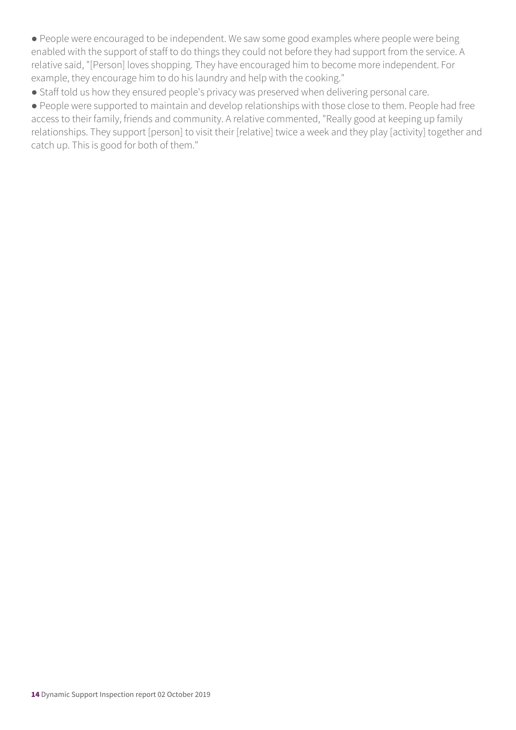- People were encouraged to be independent. We saw some good examples where people were being enabled with the support of staff to do things they could not before they had support from the service. A relative said, "[Person] loves shopping. They have encouraged him to become more independent. For example, they encourage him to do his laundry and help with the cooking."
- Staff told us how they ensured people's privacy was preserved when delivering personal care.
- People were supported to maintain and develop relationships with those close to them. People had free access to their family, friends and community. A relative commented, "Really good at keeping up family relationships. They support [person] to visit their [relative] twice a week and they play [activity] together and catch up. This is good for both of them."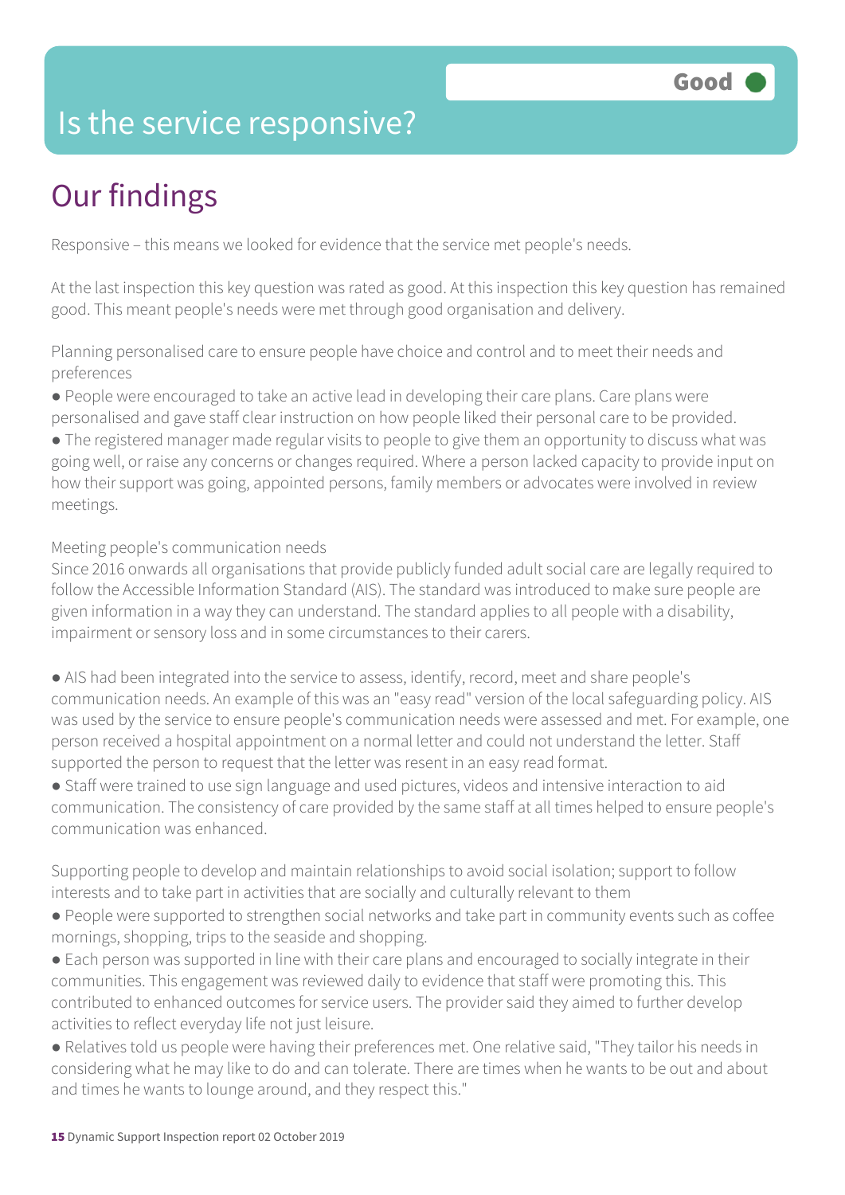Good

# Is the service responsive?

## Our findings

Responsive – this means we looked for evidence that the service met people's needs.

At the last inspection this key question was rated as good. At this inspection this key question has remained good. This meant people's needs were met through good organisation and delivery.

Planning personalised care to ensure people have choice and control and to meet their needs and preferences

- People were encouraged to take an active lead in developing their care plans. Care plans were personalised and gave staff clear instruction on how people liked their personal care to be provided.
- The registered manager made regular visits to people to give them an opportunity to discuss what was going well, or raise any concerns or changes required. Where a person lacked capacity to provide input on how their support was going, appointed persons, family members or advocates were involved in review meetings.

Meeting people's communication needs

Since 2016 onwards all organisations that provide publicly funded adult social care are legally required to follow the Accessible Information Standard (AIS). The standard was introduced to make sure people are given information in a way they can understand. The standard applies to all people with a disability, impairment or sensory loss and in some circumstances to their carers.

- AIS had been integrated into the service to assess, identify, record, meet and share people's communication needs. An example of this was an "easy read" version of the local safeguarding policy. AIS was used by the service to ensure people's communication needs were assessed and met. For example, one person received a hospital appointment on a normal letter and could not understand the letter. Staff supported the person to request that the letter was resent in an easy read format.
- Staff were trained to use sign language and used pictures, videos and intensive interaction to aid communication. The consistency of care provided by the same staff at all times helped to ensure people's communication was enhanced.

Supporting people to develop and maintain relationships to avoid social isolation; support to follow interests and to take part in activities that are socially and culturally relevant to them

- People were supported to strengthen social networks and take part in community events such as coffee mornings, shopping, trips to the seaside and shopping.
- Each person was supported in line with their care plans and encouraged to socially integrate in their communities. This engagement was reviewed daily to evidence that staff were promoting this. This contributed to enhanced outcomes for service users. The provider said they aimed to further develop activities to reflect everyday life not just leisure.
- Relatives told us people were having their preferences met. One relative said, "They tailor his needs in considering what he may like to do and can tolerate. There are times when he wants to be out and about and times he wants to lounge around, and they respect this."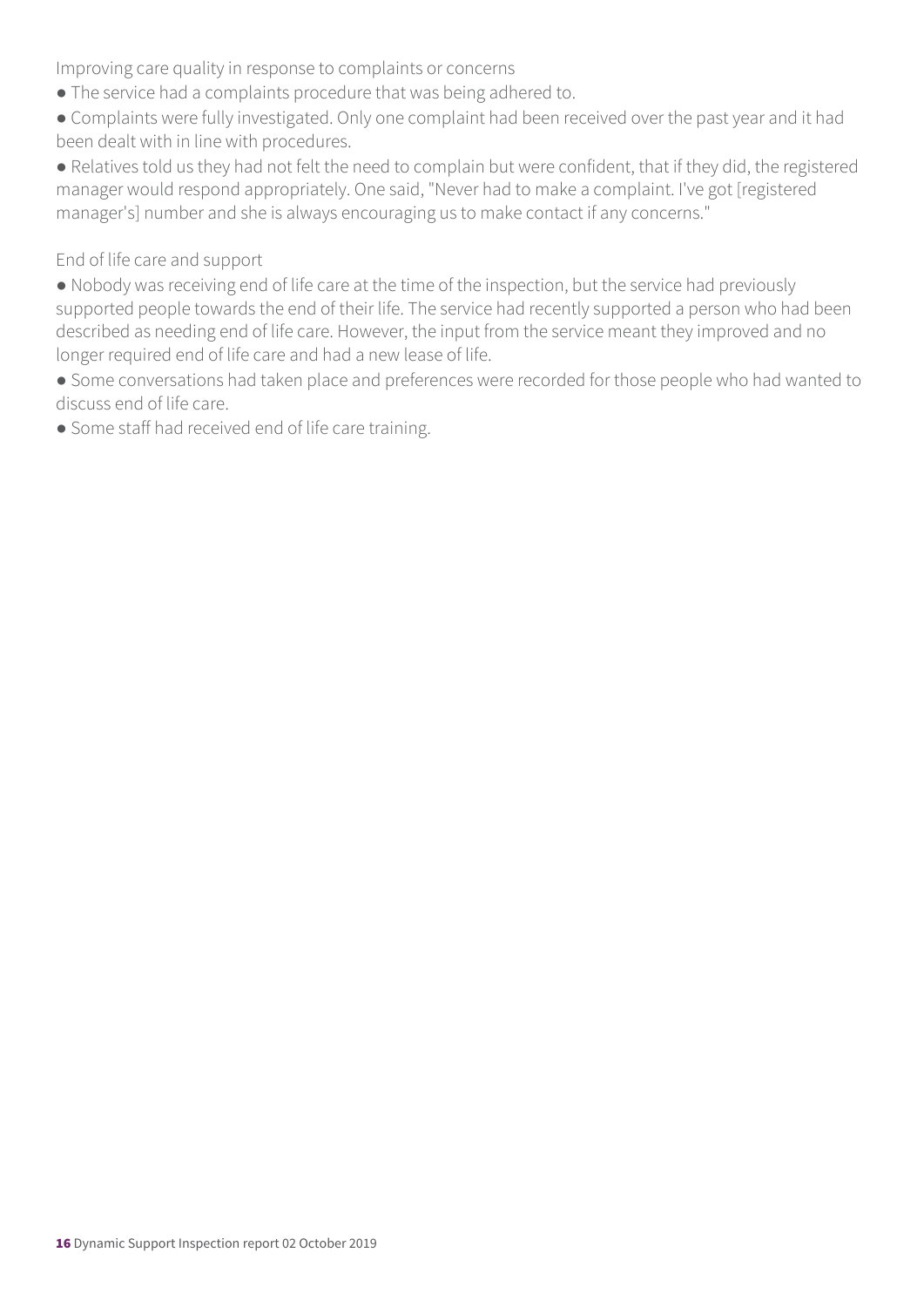Improving care quality in response to complaints or concerns

- The service had a complaints procedure that was being adhered to.
- Complaints were fully investigated. Only one complaint had been received over the past year and it had been dealt with in line with procedures.
- Relatives told us they had not felt the need to complain but were confident, that if they did, the registered manager would respond appropriately. One said, "Never had to make a complaint. I've got [registered manager's] number and she is always encouraging us to make contact if any concerns."

End of life care and support

- Nobody was receiving end of life care at the time of the inspection, but the service had previously supported people towards the end of their life. The service had recently supported a person who had been described as needing end of life care. However, the input from the service meant they improved and no longer required end of life care and had a new lease of life.
- Some conversations had taken place and preferences were recorded for those people who had wanted to discuss end of life care.
- Some staff had received end of life care training.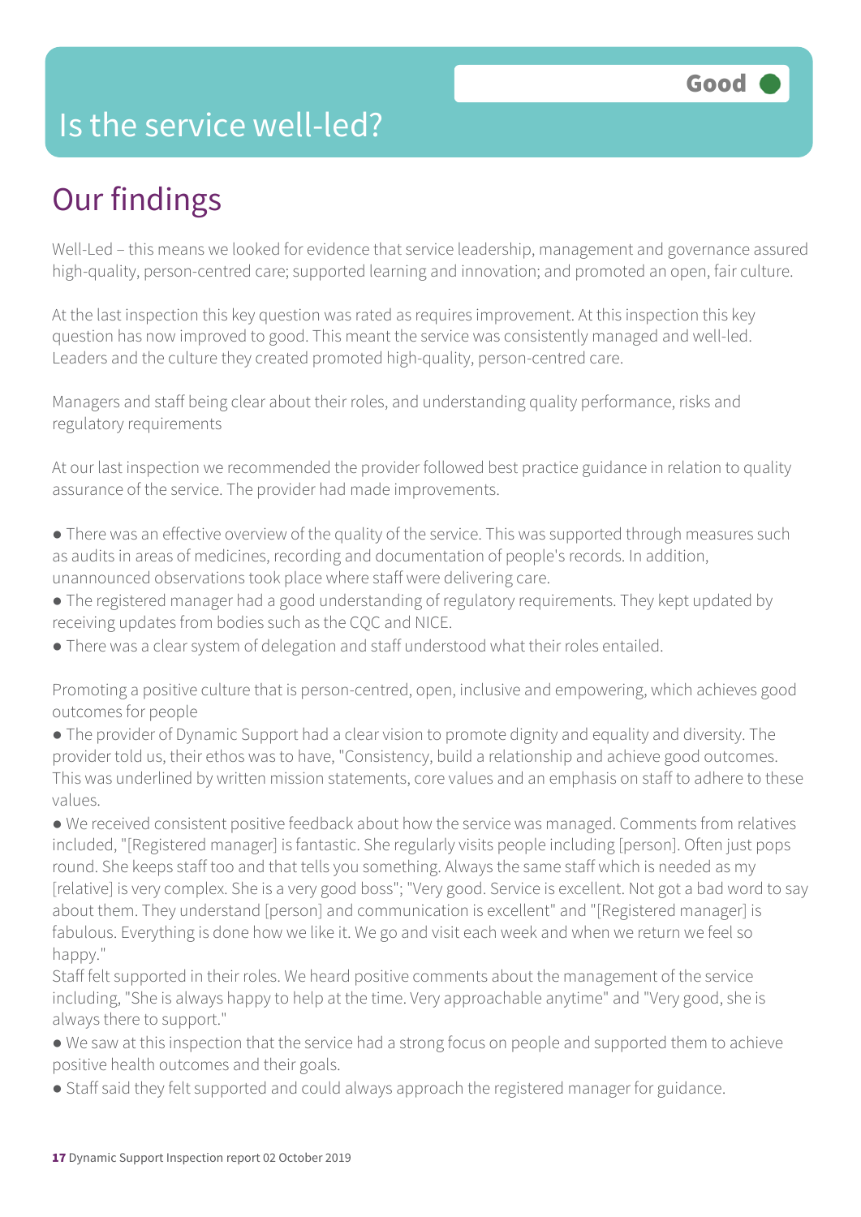# Is the service well-led?

**Good**

## Our findings

Well-Led – this means we looked for evidence that service leadership, management and governance assured high-quality, person-centred care; supported learning and innovation; and promoted an open, fair culture.

At the last inspection this key question was rated as requires improvement. At this inspection this key question has now improved to good. This meant the service was consistently managed and well-led. Leaders and the culture they created promoted high-quality, person-centred care.

Managers and staff being clear about their roles, and understanding quality performance, risks and regulatory requirements

At our last inspection we recommended the provider followed best practice guidance in relation to quality assurance of the service. The provider had made improvements.

- There was an effective overview of the quality of the service. This was supported through measures such as audits in areas of medicines, recording and documentation of people's records. In addition, unannounced observations took place where staff were delivering care.
- The registered manager had a good understanding of regulatory requirements. They kept updated by receiving updates from bodies such as the CQC and NICE.
- There was a clear system of delegation and staff understood what their roles entailed.

Promoting a positive culture that is person-centred, open, inclusive and empowering, which achieves good outcomes for people

- The provider of Dynamic Support had a clear vision to promote dignity and equality and diversity. The provider told us, their ethos was to have, "Consistency, build a relationship and achieve good outcomes. This was underlined by written mission statements, core values and an emphasis on staff to adhere to these values.
- We received consistent positive feedback about how the service was managed. Comments from relatives included, "[Registered manager] is fantastic. She regularly visits people including [person]. Often just pops round. She keeps staff too and that tells you something. Always the same staff which is needed as my [relative] is very complex. She is a very good boss"; "Very good. Service is excellent. Not got a bad word to say about them. They understand [person] and communication is excellent" and "[Registered manager] is fabulous. Everything is done how we like it. We go and visit each week and when we return we feel so happy."

Staff felt supported in their roles. We heard positive comments about the management of the service including, "She is always happy to help at the time. Very approachable anytime" and "Very good, she is always there to support."

- We saw at this inspection that the service had a strong focus on people and supported them to achieve positive health outcomes and their goals.
- Staff said they felt supported and could always approach the registered manager for guidance.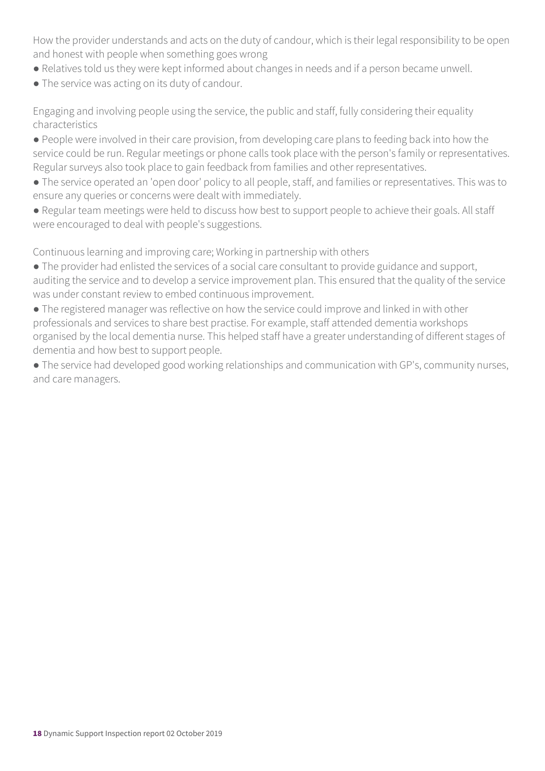How the provider understands and acts on the duty of candour, which is their legal responsibility to be open and honest with people when something goes wrong

- Relatives told us they were kept informed about changes in needs and if a person became unwell.
- The service was acting on its duty of candour.

Engaging and involving people using the service, the public and staff, fully considering their equality characteristics

- People were involved in their care provision, from developing care plans to feeding back into how the service could be run. Regular meetings or phone calls took place with the person's family or representatives. Regular surveys also took place to gain feedback from families and other representatives.
- The service operated an 'open door' policy to all people, staff, and families or representatives. This was to ensure any queries or concerns were dealt with immediately.
- Regular team meetings were held to discuss how best to support people to achieve their goals. All staff were encouraged to deal with people's suggestions.

Continuous learning and improving care; Working in partnership with others

- The provider had enlisted the services of a social care consultant to provide guidance and support, auditing the service and to develop a service improvement plan. This ensured that the quality of the service was under constant review to embed continuous improvement.
- The registered manager was reflective on how the service could improve and linked in with other professionals and services to share best practise. For example, staff attended dementia workshops organised by the local dementia nurse. This helped staff have a greater understanding of different stages of dementia and how best to support people.
- The service had developed good working relationships and communication with GP's, community nurses, and care managers.